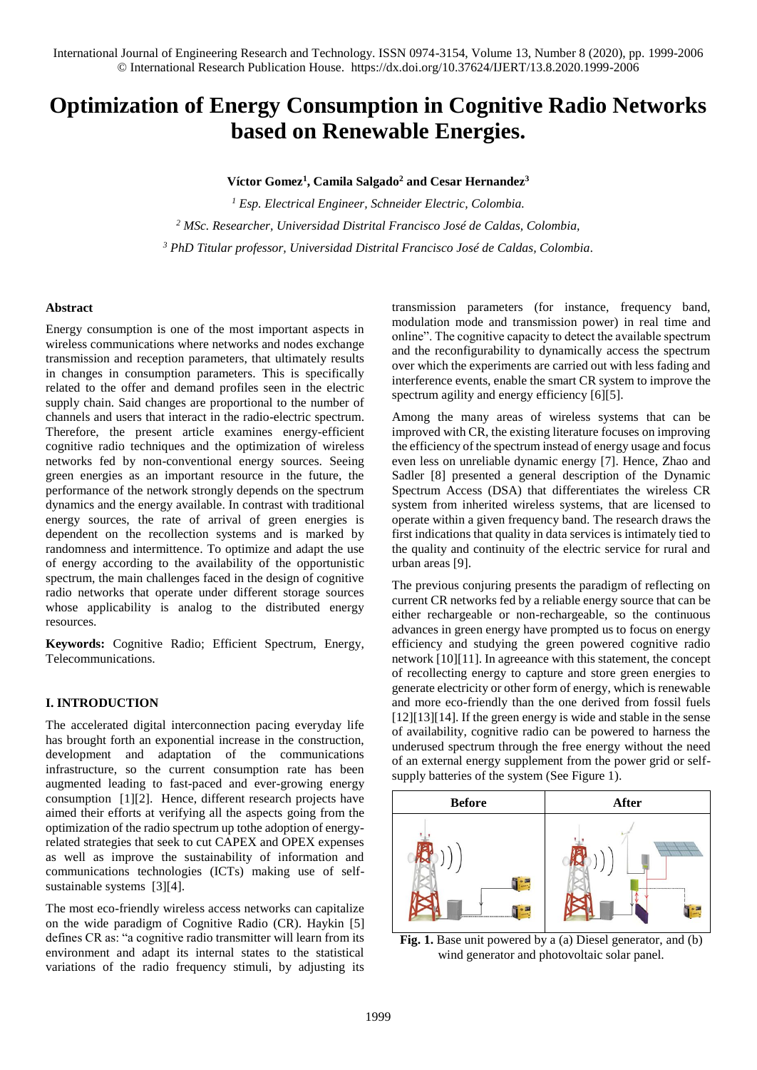# Optimization of Energy Consumption in Cognitive Radio Networks based on Renewable Energies.

**Víctor Gomez[1], Camila Salgado[2] and Cesar Hernandez[3]**

[1] *Esp. Electrical Engineer, Schneider Electric, Colombia.*

[2] *MSc. Researcher, Universidad Distrital Francisco José de Caldas, Colombia,*

[3] *PhD Titular professor, Universidad Distrital Francisco José de Caldas, Colombia.*

## Abstract

Energy consumption is one of the most important aspects in wireless communications where networks and nodes exchange transmission and reception parameters, that ultimately results in changes in consumption parameters. This is specifically related to the offer and demand profiles seen in the electric supply chain. Said changes are proportional to the number of channels and users that interact in the radio-electric spectrum. Therefore, the present article examines energy-efficient cognitive radio techniques and the optimization of wireless networks fed by non-conventional energy sources. Seeing green energies as an important resource in the future, the performance of the network strongly depends on the spectrum dynamics and the energy available. In contrast with traditional energy sources, the rate of arrival of green energies is dependent on the recollection systems and is marked by randomness and intermittence. To optimize and adapt the use of energy according to the availability of the opportunistic spectrum, the main challenges faced in the design of cognitive radio networks that operate under different storage sources whose applicability is analog to the distributed energy resources.

**Keywords:** Cognitive Radio; Efficient Spectrum, Energy, Telecommunications.

## I. INTRODUCTION

The accelerated digital interconnection pacing everyday life has brought forth an exponential increase in the construction, development and adaptation of the communications infrastructure, so the current consumption rate has been augmented leading to fast-paced and ever-growing energy consumption [1][2]. Hence, different research projects have aimed their efforts at verifying all the aspects going from the optimization of the radio spectrum up tothe adoption of energy-related strategies that seek to cut CAPEX and OPEX expenses as well as improve the sustainability of information and communications technologies (ICTs) making use of self-sustainable systems [3][4].

The most eco-friendly wireless access networks can capitalize on the wide paradigm of Cognitive Radio (CR). Haykin [5] defines CR as: "a cognitive radio transmitter will learn from its environment and adapt its internal states to the statistical variations of the radio frequency stimuli, by adjusting its transmission parameters (for instance, frequency band, modulation mode and transmission power) in real time and online". The cognitive capacity to detect the available spectrum and the reconfigurability to dynamically access the spectrum over which the experiments are carried out with less fading and interference events, enable the smart CR system to improve the spectrum agility and energy efficiency [6][5].

Among the many areas of wireless systems that can be improved with CR, the existing literature focuses on improving the efficiency of the spectrum instead of energy usage and focus even less on unreliable dynamic energy [7]. Hence, Zhao and Sadler [8] presented a general description of the Dynamic Spectrum Access (DSA) that differentiates the wireless CR system from inherited wireless systems, that are licensed to operate within a given frequency band. The research draws the first indications that quality in data services is intimately tied to the quality and continuity of the electric service for rural and urban areas [9].

The previous conjuring presents the paradigm of reflecting on current CR networks fed by a reliable energy source that can be either rechargeable or non-rechargeable, so the continuous advances in green energy have prompted us to focus on energy efficiency and studying the green powered cognitive radio network [10][11]. In agreeance with this statement, the concept of recollecting energy to capture and store green energies to generate electricity or other form of energy, which is renewable and more eco-friendly than the one derived from fossil fuels [12][13][14]. If the green energy is wide and stable in the sense of availability, cognitive radio can be powered to harness the underused spectrum through the free energy without the need of an external energy supplement from the power grid or self-supply batteries of the system (See Figure 1).

| Before | After |
|---|---|
| | |

**Fig. 1.** Base unit powered by a (a) Diesel generator, and (b) wind generator and photovoltaic solar panel.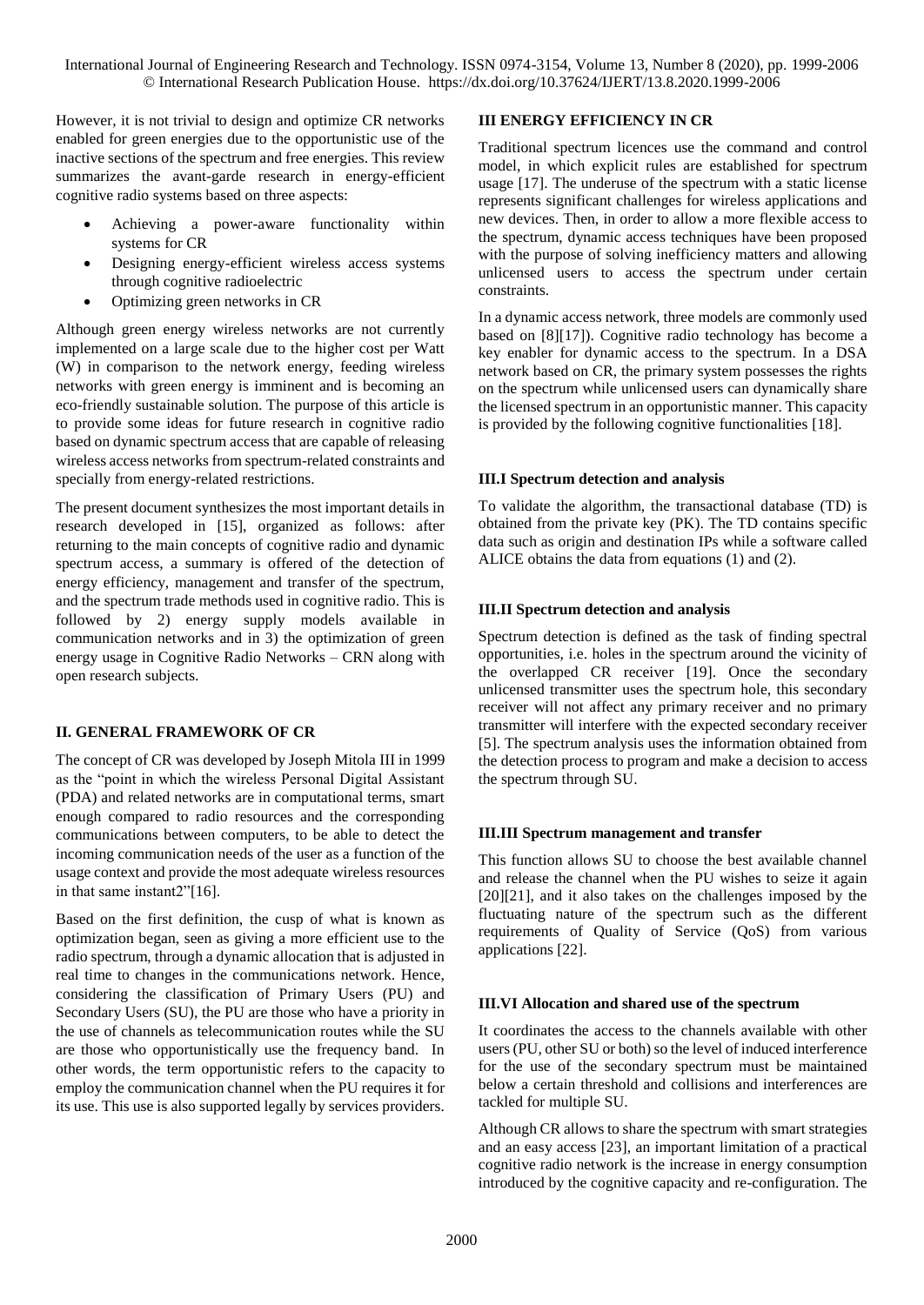However, it is not trivial to design and optimize CR networks enabled for green energies due to the opportunistic use of the inactive sections of the spectrum and free energies. This review summarizes the avant-garde research in energy-efficient cognitive radio systems based on three aspects:

- Achieving a power-aware functionality within systems for CR
- Designing energy-efficient wireless access systems through cognitive radioelectric
- Optimizing green networks in CR

Although green energy wireless networks are not currently implemented on a large scale due to the higher cost per Watt (W) in comparison to the network energy, feeding wireless networks with green energy is imminent and is becoming an eco-friendly sustainable solution. The purpose of this article is to provide some ideas for future research in cognitive radio based on dynamic spectrum access that are capable of releasing wireless access networks from spectrum-related constraints and specially from energy-related restrictions.

The present document synthesizes the most important details in research developed in [15], organized as follows: after returning to the main concepts of cognitive radio and dynamic spectrum access, a summary is offered of the detection of energy efficiency, management and transfer of the spectrum, and the spectrum trade methods used in cognitive radio. This is followed by 2) energy supply models available in communication networks and in 3) the optimization of green energy usage in Cognitive Radio Networks – CRN along with open research subjects.

## II. GENERAL FRAMEWORK OF CR

The concept of CR was developed by Joseph Mitola III in 1999 as the "point in which the wireless Personal Digital Assistant (PDA) and related networks are in computational terms, smart enough compared to radio resources and the corresponding communications between computers, to be able to detect the incoming communication needs of the user as a function of the usage context and provide the most adequate wireless resources in that same instant2"[16].

Based on the first definition, the cusp of what is known as optimization began, seen as giving a more efficient use to the radio spectrum, through a dynamic allocation that is adjusted in real time to changes in the communications network. Hence, considering the classification of Primary Users (PU) and Secondary Users (SU), the PU are those who have a priority in the use of channels as telecommunication routes while the SU are those who opportunistically use the frequency band. In other words, the term opportunistic refers to the capacity to employ the communication channel when the PU requires it for its use. This use is also supported legally by services providers.

## III ENERGY EFFICIENCY IN CR

Traditional spectrum licences use the command and control model, in which explicit rules are established for spectrum usage [17]. The underuse of the spectrum with a static license represents significant challenges for wireless applications and new devices. Then, in order to allow a more flexible access to the spectrum, dynamic access techniques have been proposed with the purpose of solving inefficiency matters and allowing unlicensed users to access the spectrum under certain constraints.

In a dynamic access network, three models are commonly used based on [8][17]). Cognitive radio technology has become a key enabler for dynamic access to the spectrum. In a DSA network based on CR, the primary system possesses the rights on the spectrum while unlicensed users can dynamically share the licensed spectrum in an opportunistic manner. This capacity is provided by the following cognitive functionalities [18].

### III.I Spectrum detection and analysis

To validate the algorithm, the transactional database (TD) is obtained from the private key (PK). The TD contains specific data such as origin and destination IPs while a software called ALICE obtains the data from equations (1) and (2).

### III.II Spectrum detection and analysis

Spectrum detection is defined as the task of finding spectral opportunities, i.e. holes in the spectrum around the vicinity of the overlapped CR receiver [19]. Once the secondary unlicensed transmitter uses the spectrum hole, this secondary receiver will not affect any primary receiver and no primary transmitter will interfere with the expected secondary receiver [5]. The spectrum analysis uses the information obtained from the detection process to program and make a decision to access the spectrum through SU.

### III.III Spectrum management and transfer

This function allows SU to choose the best available channel and release the channel when the PU wishes to seize it again [20][21], and it also takes on the challenges imposed by the fluctuating nature of the spectrum such as the different requirements of Quality of Service (QoS) from various applications [22].

### III.VI Allocation and shared use of the spectrum

It coordinates the access to the channels available with other users (PU, other SU or both) so the level of induced interference for the use of the secondary spectrum must be maintained below a certain threshold and collisions and interferences are tackled for multiple SU.

Although CR allows to share the spectrum with smart strategies and an easy access [23], an important limitation of a practical cognitive radio network is the increase in energy consumption introduced by the cognitive capacity and re-configuration. The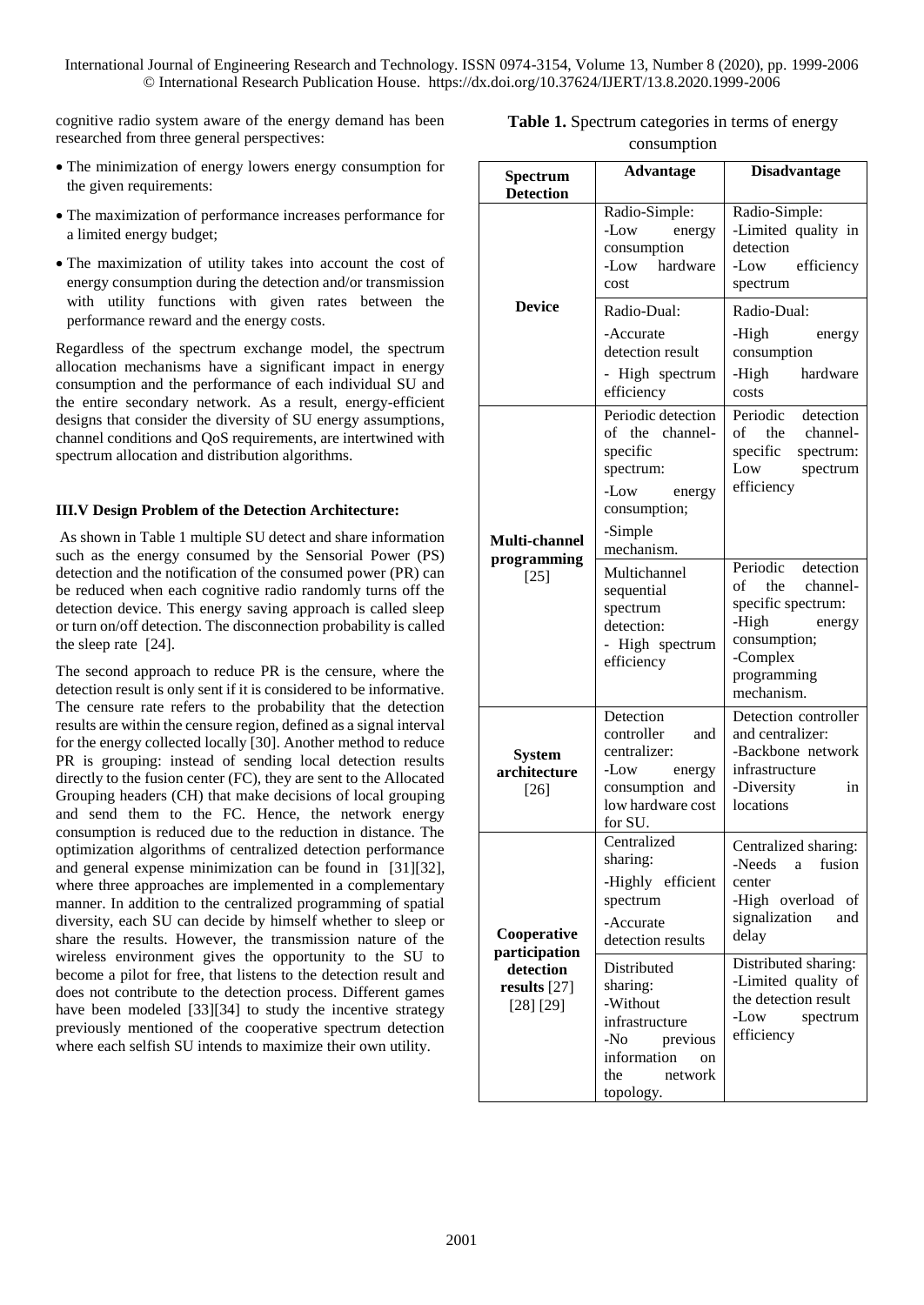cognitive radio system aware of the energy demand has been researched from three general perspectives:

- The minimization of energy lowers energy consumption for the given requirements:
- The maximization of performance increases performance for a limited energy budget;
- The maximization of utility takes into account the cost of energy consumption during the detection and/or transmission with utility functions with given rates between the performance reward and the energy costs.

Regardless of the spectrum exchange model, the spectrum allocation mechanisms have a significant impact in energy consumption and the performance of each individual SU and the entire secondary network. As a result, energy-efficient designs that consider the diversity of SU energy assumptions, channel conditions and QoS requirements, are intertwined with spectrum allocation and distribution algorithms.

### III.V Design Problem of the Detection Architecture:

As shown in Table 1 multiple SU detect and share information such as the energy consumed by the Sensorial Power (PS) detection and the notification of the consumed power (PR) can be reduced when each cognitive radio randomly turns off the detection device. This energy saving approach is called sleep or turn on/off detection. The disconnection probability is called the sleep rate [24].

The second approach to reduce PR is the censure, where the detection result is only sent if it is considered to be informative. The censure rate refers to the probability that the detection results are within the censure region, defined as a signal interval for the energy collected locally [30]. Another method to reduce PR is grouping: instead of sending local detection results directly to the fusion center (FC), they are sent to the Allocated Grouping headers (CH) that make decisions of local grouping and send them to the FC. Hence, the network energy consumption is reduced due to the reduction in distance. The optimization algorithms of centralized detection performance and general expense minimization can be found in [31][32], where three approaches are implemented in a complementary manner. In addition to the centralized programming of spatial diversity, each SU can decide by himself whether to sleep or share the results. However, the transmission nature of the wireless environment gives the opportunity to the SU to become a pilot for free, that listens to the detection result and does not contribute to the detection process. Different games have been modeled [33][34] to study the incentive strategy previously mentioned of the cooperative spectrum detection where each selfish SU intends to maximize their own utility.

**Table 1.** Spectrum categories in terms of energy consumption

| Spectrum Detection | Advantage | Disadvantage |
|---|---|---|
| **Device** | Radio-Simple: -Low energy consumption -Low hardware cost | Radio-Simple: -Limited quality in detection -Low efficiency spectrum |
| | Radio-Dual: -Accurate detection result - High spectrum efficiency | Radio-Dual: -High energy consumption -High hardware costs |
| **Multi-channel programming** [25] | Periodic detection of the channel-specific spectrum: -Low energy consumption; -Simple mechanism. | Periodic detection of the channel-specific spectrum: Low spectrum efficiency |
| | Multichannel sequential spectrum detection: - High spectrum efficiency | Periodic detection of the channel-specific spectrum: -High energy consumption; -Complex programming mechanism. |
| **System architecture** [26] | Detection controller and centralizer: -Low energy consumption and low hardware cost for SU. | Detection controller and centralizer: -Backbone network infrastructure -Diversity in locations |
| **Cooperative participation detection results** [27] [28] [29] | Centralized sharing: -Highly efficient spectrum -Accurate detection results | Centralized sharing: -Needs a fusion center -High overload of signalization and delay |
| | Distributed sharing: -Without infrastructure -No previous information on the network topology. | Distributed sharing: -Limited quality of the detection result -Low spectrum efficiency |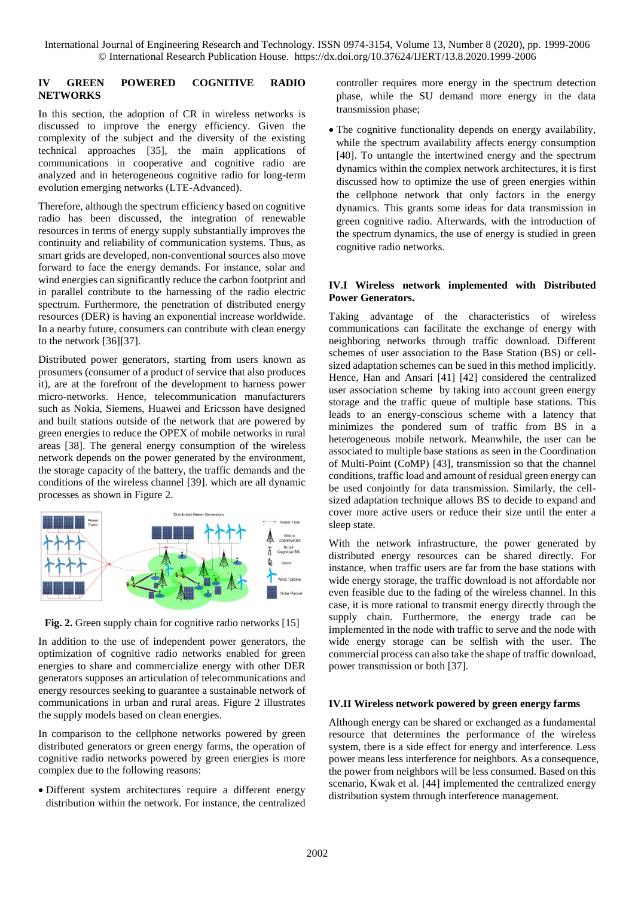## IV GREEN POWERED COGNITIVE RADIO NETWORKS

In this section, the adoption of CR in wireless networks is discussed to improve the energy efficiency. Given the complexity of the subject and the diversity of the existing technical approaches [35], the main applications of communications in cooperative and cognitive radio are analyzed and in heterogeneous cognitive radio for long-term evolution emerging networks (LTE-Advanced).

Therefore, although the spectrum efficiency based on cognitive radio has been discussed, the integration of renewable resources in terms of energy supply substantially improves the continuity and reliability of communication systems. Thus, as smart grids are developed, non-conventional sources also move forward to face the energy demands. For instance, solar and wind energies can significantly reduce the carbon footprint and in parallel contribute to the harnessing of the radio electric spectrum. Furthermore, the penetration of distributed energy resources (DER) is having an exponential increase worldwide. In a nearby future, consumers can contribute with clean energy to the network [36][37].

Distributed power generators, starting from users known as prosumers (consumer of a product of service that also produces it), are at the forefront of the development to harness power micro-networks. Hence, telecommunication manufacturers such as Nokia, Siemens, Huawei and Ericsson have designed and built stations outside of the network that are powered by green energies to reduce the OPEX of mobile networks in rural areas [38]. The general energy consumption of the wireless network depends on the power generated by the environment, the storage capacity of the battery, the traffic demands and the conditions of the wireless channel [39]. which are all dynamic processes as shown in Figure 2.

**Fig. 2.** Green supply chain for cognitive radio networks [15]

In addition to the use of independent power generators, the optimization of cognitive radio networks enabled for green energies to share and commercialize energy with other DER generators supposes an articulation of telecommunications and energy resources seeking to guarantee a sustainable network of communications in urban and rural areas. Figure 2 illustrates the supply models based on clean energies.

In comparison to the cellphone networks powered by green distributed generators or green energy farms, the operation of cognitive radio networks powered by green energies is more complex due to the following reasons:

- Different system architectures require a different energy distribution within the network. For instance, the centralized controller requires more energy in the spectrum detection phase, while the SU demand more energy in the data transmission phase;
- The cognitive functionality depends on energy availability, while the spectrum availability affects energy consumption [40]. To untangle the intertwined energy and the spectrum dynamics within the complex network architectures, it is first discussed how to optimize the use of green energies within the cellphone network that only factors in the energy dynamics. This grants some ideas for data transmission in green cognitive radio. Afterwards, with the introduction of the spectrum dynamics, the use of energy is studied in green cognitive radio networks.

### IV.I Wireless network implemented with Distributed Power Generators.

Taking advantage of the characteristics of wireless communications can facilitate the exchange of energy with neighboring networks through traffic download. Different schemes of user association to the Base Station (BS) or cell-sized adaptation schemes can be sued in this method implicitly. Hence, Han and Ansari [41] [42] considered the centralized user association scheme by taking into account green energy storage and the traffic queue of multiple base stations. This leads to an energy-conscious scheme with a latency that minimizes the pondered sum of traffic from BS in a heterogeneous mobile network. Meanwhile, the user can be associated to multiple base stations as seen in the Coordination of Multi-Point (CoMP) [43], transmission so that the channel conditions, traffic load and amount of residual green energy can be used conjointly for data transmission. Similarly, the cell-sized adaptation technique allows BS to decide to expand and cover more active users or reduce their size until the enter a sleep state.

With the network infrastructure, the power generated by distributed energy resources can be shared directly. For instance, when traffic users are far from the base stations with wide energy storage, the traffic download is not affordable nor even feasible due to the fading of the wireless channel. In this case, it is more rational to transmit energy directly through the supply chain. Furthermore, the energy trade can be implemented in the node with traffic to serve and the node with wide energy storage can be selfish with the user. The commercial process can also take the shape of traffic download, power transmission or both [37].

### IV.II Wireless network powered by green energy farms

Although energy can be shared or exchanged as a fundamental resource that determines the performance of the wireless system, there is a side effect for energy and interference. Less power means less interference for neighbors. As a consequence, the power from neighbors will be less consumed. Based on this scenario, Kwak et al. [44] implemented the centralized energy distribution system through interference management.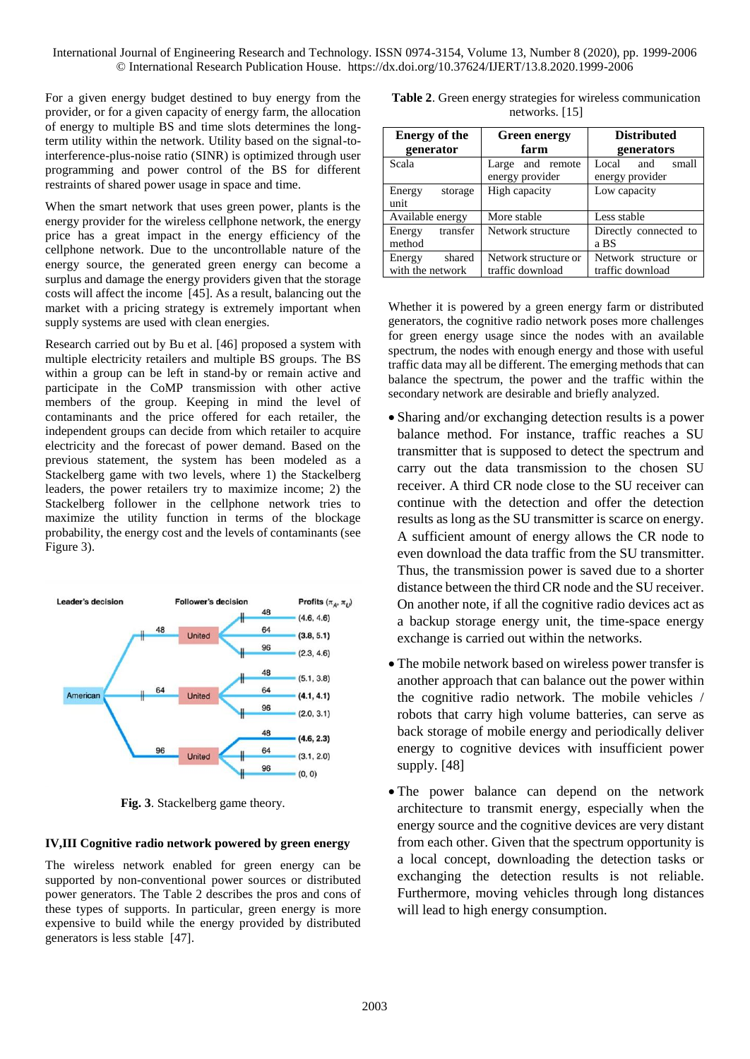For a given energy budget destined to buy energy from the provider, or for a given capacity of energy farm, the allocation of energy to multiple BS and time slots determines the long-term utility within the network. Utility based on the signal-to-interference-plus-noise ratio (SINR) is optimized through user programming and power control of the BS for different restraints of shared power usage in space and time.

When the smart network that uses green power, plants is the energy provider for the wireless cellphone network, the energy price has a great impact in the energy efficiency of the cellphone network. Due to the uncontrollable nature of the energy source, the generated green energy can become a surplus and damage the energy providers given that the storage costs will affect the income [45]. As a result, balancing out the market with a pricing strategy is extremely important when supply systems are used with clean energies.

Research carried out by Bu et al. [46] proposed a system with multiple electricity retailers and multiple BS groups. The BS within a group can be left in stand-by or remain active and participate in the CoMP transmission with other active members of the group. Keeping in mind the level of contaminants and the price offered for each retailer, the independent groups can decide from which retailer to acquire electricity and the forecast of power demand. Based on the previous statement, the system has been modeled as a Stackelberg game with two levels, where 1) the Stackelberg leaders, the power retailers try to maximize income; 2) the Stackelberg follower in the cellphone network tries to maximize the utility function in terms of the blockage probability, the energy cost and the levels of contaminants (see Figure 3).

**Fig. 3**. Stackelberg game theory.

### IV,III Cognitive radio network powered by green energy

The wireless network enabled for green energy can be supported by non-conventional power sources or distributed power generators. The Table 2 describes the pros and cons of these types of supports. In particular, green energy is more expensive to build while the energy provided by distributed generators is less stable [47].

**Table 2**. Green energy strategies for wireless communication networks. [15]

| Energy of the generator | Green energy farm | Distributed generators |
|---|---|---|
| Scala | Large and remote energy provider | Local and small energy provider |
| Energy storage unit | High capacity | Low capacity |
| Available energy | More stable | Less stable |
| Energy transfer method | Network structure | Directly connected to a BS |
| Energy shared with the network | Network structure or traffic download | Network structure or traffic download |

Whether it is powered by a green energy farm or distributed generators, the cognitive radio network poses more challenges for green energy usage since the nodes with an available spectrum, the nodes with enough energy and those with useful traffic data may all be different. The emerging methods that can balance the spectrum, the power and the traffic within the secondary network are desirable and briefly analyzed.

- Sharing and/or exchanging detection results is a power balance method. For instance, traffic reaches a SU transmitter that is supposed to detect the spectrum and carry out the data transmission to the chosen SU receiver. A third CR node close to the SU receiver can continue with the detection and offer the detection results as long as the SU transmitter is scarce on energy. A sufficient amount of energy allows the CR node to even download the data traffic from the SU transmitter. Thus, the transmission power is saved due to a shorter distance between the third CR node and the SU receiver. On another note, if all the cognitive radio devices act as a backup storage energy unit, the time-space energy exchange is carried out within the networks.
- The mobile network based on wireless power transfer is another approach that can balance out the power within the cognitive radio network. The mobile vehicles / robots that carry high volume batteries, can serve as back storage of mobile energy and periodically deliver energy to cognitive devices with insufficient power supply. [48]
- The power balance can depend on the network architecture to transmit energy, especially when the energy source and the cognitive devices are very distant from each other. Given that the spectrum opportunity is a local concept, downloading the detection tasks or exchanging the detection results is not reliable. Furthermore, moving vehicles through long distances will lead to high energy consumption.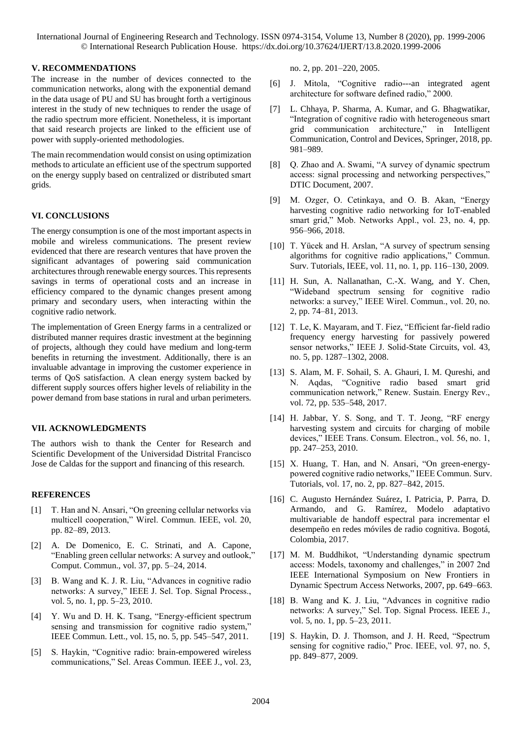## V. RECOMMENDATIONS

The increase in the number of devices connected to the communication networks, along with the exponential demand in the data usage of PU and SU has brought forth a vertiginous interest in the study of new techniques to render the usage of the radio spectrum more efficient. Nonetheless, it is important that said research projects are linked to the efficient use of power with supply-oriented methodologies.

The main recommendation would consist on using optimization methods to articulate an efficient use of the spectrum supported on the energy supply based on centralized or distributed smart grids.

## VI. CONCLUSIONS

The energy consumption is one of the most important aspects in mobile and wireless communications. The present review evidenced that there are research ventures that have proven the significant advantages of powering said communication architectures through renewable energy sources. This represents savings in terms of operational costs and an increase in efficiency compared to the dynamic changes present among primary and secondary users, when interacting within the cognitive radio network.

The implementation of Green Energy farms in a centralized or distributed manner requires drastic investment at the beginning of projects, although they could have medium and long-term benefits in returning the investment. Additionally, there is an invaluable advantage in improving the customer experience in terms of QoS satisfaction. A clean energy system backed by different supply sources offers higher levels of reliability in the power demand from base stations in rural and urban perimeters.

## VII. ACKNOWLEDGMENTS

The authors wish to thank the Center for Research and Scientific Development of the Universidad Distrital Francisco Jose de Caldas for the support and financing of this research.

## REFERENCES

[1] T. Han and N. Ansari, "On greening cellular networks via multicell cooperation," Wirel. Commun. IEEE, vol. 20, pp. 82–89, 2013.

[2] A. De Domenico, E. C. Strinati, and A. Capone, "Enabling green cellular networks: A survey and outlook," Comput. Commun., vol. 37, pp. 5–24, 2014.

[3] B. Wang and K. J. R. Liu, "Advances in cognitive radio networks: A survey," IEEE J. Sel. Top. Signal Process., vol. 5, no. 1, pp. 5–23, 2010.

[4] Y. Wu and D. H. K. Tsang, "Energy-efficient spectrum sensing and transmission for cognitive radio system," IEEE Commun. Lett., vol. 15, no. 5, pp. 545–547, 2011.

[5] S. Haykin, "Cognitive radio: brain-empowered wireless communications," Sel. Areas Commun. IEEE J., vol. 23, no. 2, pp. 201–220, 2005.

[6] J. Mitola, "Cognitive radio---an integrated agent architecture for software defined radio," 2000.

[7] L. Chhaya, P. Sharma, A. Kumar, and G. Bhagwatikar, "Integration of cognitive radio with heterogeneous smart grid communication architecture," in Intelligent Communication, Control and Devices, Springer, 2018, pp. 981–989.

[8] Q. Zhao and A. Swami, "A survey of dynamic spectrum access: signal processing and networking perspectives," DTIC Document, 2007.

[9] M. Ozger, O. Cetinkaya, and O. B. Akan, "Energy harvesting cognitive radio networking for IoT-enabled smart grid," Mob. Networks Appl., vol. 23, no. 4, pp. 956–966, 2018.

[10] T. Yücek and H. Arslan, "A survey of spectrum sensing algorithms for cognitive radio applications," Commun. Surv. Tutorials, IEEE, vol. 11, no. 1, pp. 116–130, 2009.

[11] H. Sun, A. Nallanathan, C.-X. Wang, and Y. Chen, "Wideband spectrum sensing for cognitive radio networks: a survey," IEEE Wirel. Commun., vol. 20, no. 2, pp. 74–81, 2013.

[12] T. Le, K. Mayaram, and T. Fiez, "Efficient far-field radio frequency energy harvesting for passively powered sensor networks," IEEE J. Solid-State Circuits, vol. 43, no. 5, pp. 1287–1302, 2008.

[13] S. Alam, M. F. Sohail, S. A. Ghauri, I. M. Qureshi, and N. Aqdas, "Cognitive radio based smart grid communication network," Renew. Sustain. Energy Rev., vol. 72, pp. 535–548, 2017.

[14] H. Jabbar, Y. S. Song, and T. T. Jeong, "RF energy harvesting system and circuits for charging of mobile devices," IEEE Trans. Consum. Electron., vol. 56, no. 1, pp. 247–253, 2010.

[15] X. Huang, T. Han, and N. Ansari, "On green-energy-powered cognitive radio networks," IEEE Commun. Surv. Tutorials, vol. 17, no. 2, pp. 827–842, 2015.

[16] C. Augusto Hernández Suárez, I. Patricia, P. Parra, D. Armando, and G. Ramírez, Modelo adaptativo multivariable de handoff espectral para incrementar el desempeño en redes móviles de radio cognitiva. Bogotá, Colombia, 2017.

[17] M. M. Buddhikot, "Understanding dynamic spectrum access: Models, taxonomy and challenges," in 2007 2nd IEEE International Symposium on New Frontiers in Dynamic Spectrum Access Networks, 2007, pp. 649–663.

[18] B. Wang and K. J. Liu, "Advances in cognitive radio networks: A survey," Sel. Top. Signal Process. IEEE J., vol. 5, no. 1, pp. 5–23, 2011.

[19] S. Haykin, D. J. Thomson, and J. H. Reed, "Spectrum sensing for cognitive radio," Proc. IEEE, vol. 97, no. 5, pp. 849–877, 2009.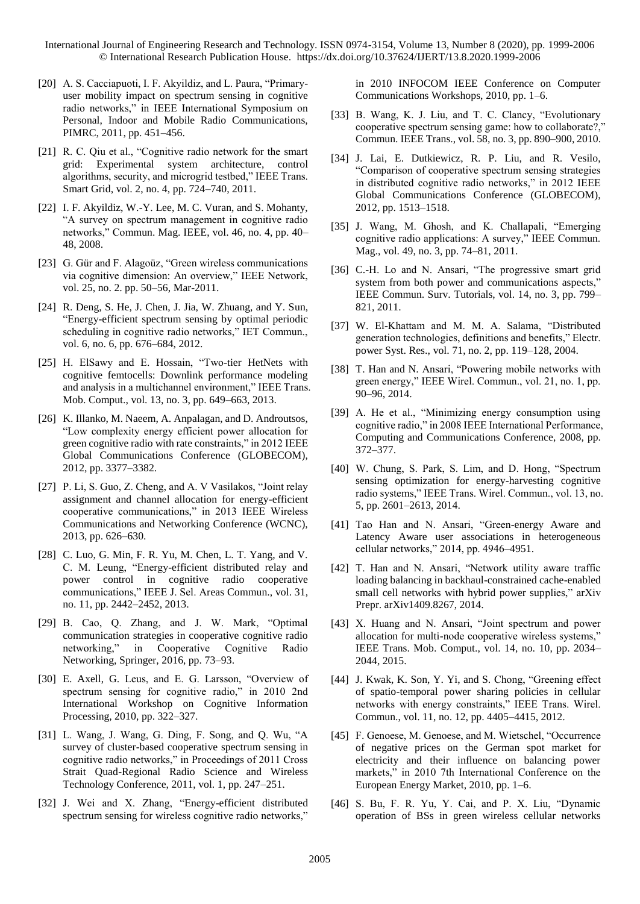[20] A. S. Cacciapuoti, I. F. Akyildiz, and L. Paura, "Primary-user mobility impact on spectrum sensing in cognitive radio networks," in IEEE International Symposium on Personal, Indoor and Mobile Radio Communications, PIMRC, 2011, pp. 451–456.

[21] R. C. Qiu et al., "Cognitive radio network for the smart grid: Experimental system architecture, control algorithms, security, and microgrid testbed," IEEE Trans. Smart Grid, vol. 2, no. 4, pp. 724–740, 2011.

[22] I. F. Akyildiz, W.-Y. Lee, M. C. Vuran, and S. Mohanty, "A survey on spectrum management in cognitive radio networks," Commun. Mag. IEEE, vol. 46, no. 4, pp. 40–48, 2008.

[23] G. Gür and F. Alagoüz, "Green wireless communications via cognitive dimension: An overview," IEEE Network, vol. 25, no. 2. pp. 50–56, Mar-2011.

[24] R. Deng, S. He, J. Chen, J. Jia, W. Zhuang, and Y. Sun, "Energy-efficient spectrum sensing by optimal periodic scheduling in cognitive radio networks," IET Commun., vol. 6, no. 6, pp. 676–684, 2012.

[25] H. ElSawy and E. Hossain, "Two-tier HetNets with cognitive femtocells: Downlink performance modeling and analysis in a multichannel environment," IEEE Trans. Mob. Comput., vol. 13, no. 3, pp. 649–663, 2013.

[26] K. Illanko, M. Naeem, A. Anpalagan, and D. Androutsos, "Low complexity energy efficient power allocation for green cognitive radio with rate constraints," in 2012 IEEE Global Communications Conference (GLOBECOM), 2012, pp. 3377–3382.

[27] P. Li, S. Guo, Z. Cheng, and A. V Vasilakos, "Joint relay assignment and channel allocation for energy-efficient cooperative communications," in 2013 IEEE Wireless Communications and Networking Conference (WCNC), 2013, pp. 626–630.

[28] C. Luo, G. Min, F. R. Yu, M. Chen, L. T. Yang, and V. C. M. Leung, "Energy-efficient distributed relay and power control in cognitive radio cooperative communications," IEEE J. Sel. Areas Commun., vol. 31, no. 11, pp. 2442–2452, 2013.

[29] B. Cao, Q. Zhang, and J. W. Mark, "Optimal communication strategies in cooperative cognitive radio networking," in Cooperative Cognitive Radio Networking, Springer, 2016, pp. 73–93.

[30] E. Axell, G. Leus, and E. G. Larsson, "Overview of spectrum sensing for cognitive radio," in 2010 2nd International Workshop on Cognitive Information Processing, 2010, pp. 322–327.

[31] L. Wang, J. Wang, G. Ding, F. Song, and Q. Wu, "A survey of cluster-based cooperative spectrum sensing in cognitive radio networks," in Proceedings of 2011 Cross Strait Quad-Regional Radio Science and Wireless Technology Conference, 2011, vol. 1, pp. 247–251.

[32] J. Wei and X. Zhang, "Energy-efficient distributed spectrum sensing for wireless cognitive radio networks," in 2010 INFOCOM IEEE Conference on Computer Communications Workshops, 2010, pp. 1–6.

[33] B. Wang, K. J. Liu, and T. C. Clancy, "Evolutionary cooperative spectrum sensing game: how to collaborate?," Commun. IEEE Trans., vol. 58, no. 3, pp. 890–900, 2010.

[34] J. Lai, E. Dutkiewicz, R. P. Liu, and R. Vesilo, "Comparison of cooperative spectrum sensing strategies in distributed cognitive radio networks," in 2012 IEEE Global Communications Conference (GLOBECOM), 2012, pp. 1513–1518.

[35] J. Wang, M. Ghosh, and K. Challapali, "Emerging cognitive radio applications: A survey," IEEE Commun. Mag., vol. 49, no. 3, pp. 74–81, 2011.

[36] C.-H. Lo and N. Ansari, "The progressive smart grid system from both power and communications aspects," IEEE Commun. Surv. Tutorials, vol. 14, no. 3, pp. 799–821, 2011.

[37] W. El-Khattam and M. M. A. Salama, "Distributed generation technologies, definitions and benefits," Electr. power Syst. Res., vol. 71, no. 2, pp. 119–128, 2004.

[38] T. Han and N. Ansari, "Powering mobile networks with green energy," IEEE Wirel. Commun., vol. 21, no. 1, pp. 90–96, 2014.

[39] A. He et al., "Minimizing energy consumption using cognitive radio," in 2008 IEEE International Performance, Computing and Communications Conference, 2008, pp. 372–377.

[40] W. Chung, S. Park, S. Lim, and D. Hong, "Spectrum sensing optimization for energy-harvesting cognitive radio systems," IEEE Trans. Wirel. Commun., vol. 13, no. 5, pp. 2601–2613, 2014.

[41] Tao Han and N. Ansari, "Green-energy Aware and Latency Aware user associations in heterogeneous cellular networks," 2014, pp. 4946–4951.

[42] T. Han and N. Ansari, "Network utility aware traffic loading balancing in backhaul-constrained cache-enabled small cell networks with hybrid power supplies," arXiv Prepr. arXiv1409.8267, 2014.

[43] X. Huang and N. Ansari, "Joint spectrum and power allocation for multi-node cooperative wireless systems," IEEE Trans. Mob. Comput., vol. 14, no. 10, pp. 2034–2044, 2015.

[44] J. Kwak, K. Son, Y. Yi, and S. Chong, "Greening effect of spatio-temporal power sharing policies in cellular networks with energy constraints," IEEE Trans. Wirel. Commun., vol. 11, no. 12, pp. 4405–4415, 2012.

[45] F. Genoese, M. Genoese, and M. Wietschel, "Occurrence of negative prices on the German spot market for electricity and their influence on balancing power markets," in 2010 7th International Conference on the European Energy Market, 2010, pp. 1–6.

[46] S. Bu, F. R. Yu, Y. Cai, and P. X. Liu, "Dynamic operation of BSs in green wireless cellular networks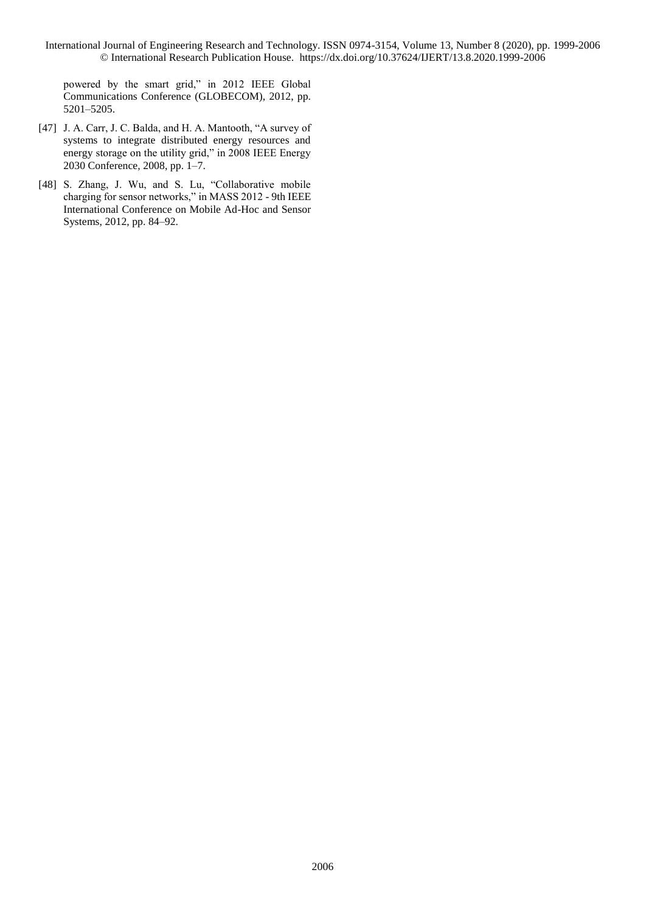powered by the smart grid," in 2012 IEEE Global Communications Conference (GLOBECOM), 2012, pp. 5201–5205.

[47] J. A. Carr, J. C. Balda, and H. A. Mantooth, "A survey of systems to integrate distributed energy resources and energy storage on the utility grid," in 2008 IEEE Energy 2030 Conference, 2008, pp. 1–7.

[48] S. Zhang, J. Wu, and S. Lu, "Collaborative mobile charging for sensor networks," in MASS 2012 - 9th IEEE International Conference on Mobile Ad-Hoc and Sensor Systems, 2012, pp. 84–92.